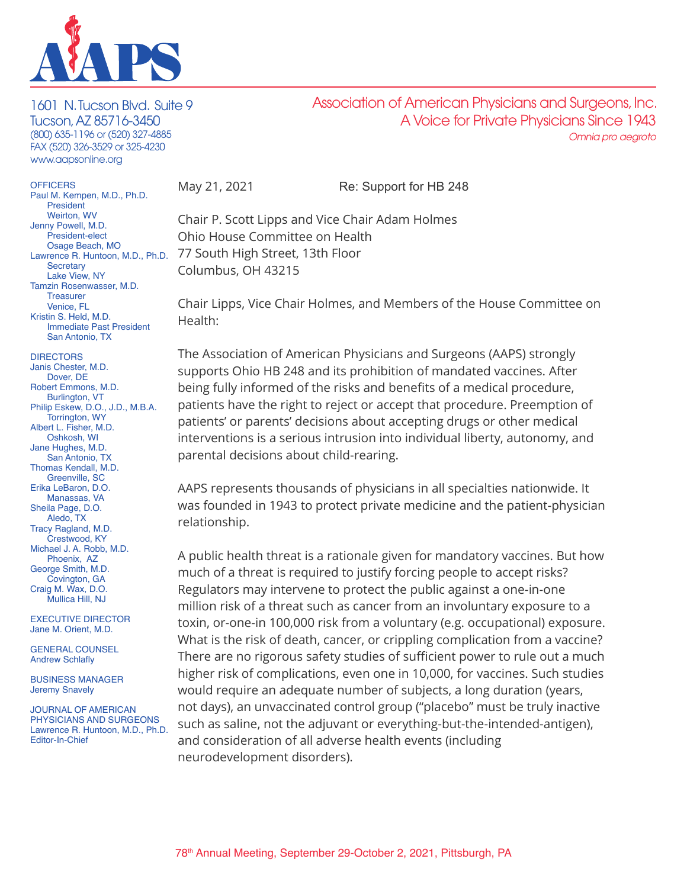# AAPS

1601 N. Tucson Blvd. Suite 9
Tucson, AZ 85716-3450
(800) 635-1196 or (520) 327-4885
FAX (520) 326-3529 or 325-4230
www.aapsonline.org

Association of American Physicians and Surgeons, Inc.
A Voice for Private Physicians Since 1943
*Omnia pro aegroto*

OFFICERS
Paul M. Kempen, M.D., Ph.D.
President
Weirton, WV
Jenny Powell, M.D.
President-elect
Osage Beach, MO
Lawrence R. Huntoon, M.D., Ph.D.
Secretary
Lake View, NY
Tamzin Rosenwasser, M.D.
Treasurer
Venice, FL
Kristin S. Held, M.D.
Immediate Past President
San Antonio, TX

DIRECTORS
Janis Chester, M.D.
Dover, DE
Robert Emmons, M.D.
Burlington, VT
Philip Eskew, D.O., J.D., M.B.A.
Torrington, WY
Albert L. Fisher, M.D.
Oshkosh, WI
Jane Hughes, M.D.
San Antonio, TX
Thomas Kendall, M.D.
Greenville, SC
Erika LeBaron, D.O.
Manassas, VA
Sheila Page, D.O.
Aledo, TX
Tracy Ragland, M.D.
Crestwood, KY
Michael J. A. Robb, M.D.
Phoenix, AZ
George Smith, M.D.
Covington, GA
Craig M. Wax, D.O.
Mullica Hill, NJ

EXECUTIVE DIRECTOR
Jane M. Orient, M.D.

GENERAL COUNSEL
Andrew Schlafly

BUSINESS MANAGER
Jeremy Snavely

JOURNAL OF AMERICAN PHYSICIANS AND SURGEONS
Lawrence R. Huntoon, M.D., Ph.D.
Editor-In-Chief

May 21, 2021 Re: Support for HB 248

Chair P. Scott Lipps and Vice Chair Adam Holmes
Ohio House Committee on Health
77 South High Street, 13th Floor
Columbus, OH 43215

Chair Lipps, Vice Chair Holmes, and Members of the House Committee on Health:

The Association of American Physicians and Surgeons (AAPS) strongly supports Ohio HB 248 and its prohibition of mandated vaccines. After being fully informed of the risks and benefits of a medical procedure, patients have the right to reject or accept that procedure. Preemption of patients' or parents' decisions about accepting drugs or other medical interventions is a serious intrusion into individual liberty, autonomy, and parental decisions about child-rearing.

AAPS represents thousands of physicians in all specialties nationwide. It was founded in 1943 to protect private medicine and the patient-physician relationship.

A public health threat is a rationale given for mandatory vaccines. But how much of a threat is required to justify forcing people to accept risks? Regulators may intervene to protect the public against a one-in-one million risk of a threat such as cancer from an involuntary exposure to a toxin, or-one-in 100,000 risk from a voluntary (e.g. occupational) exposure. What is the risk of death, cancer, or crippling complication from a vaccine? There are no rigorous safety studies of sufficient power to rule out a much higher risk of complications, even one in 10,000, for vaccines. Such studies would require an adequate number of subjects, a long duration (years, not days), an unvaccinated control group ("placebo" must be truly inactive such as saline, not the adjuvant or everything-but-the-intended-antigen), and consideration of all adverse health events (including neurodevelopment disorders).

78th Annual Meeting, September 29-October 2, 2021, Pittsburgh, PA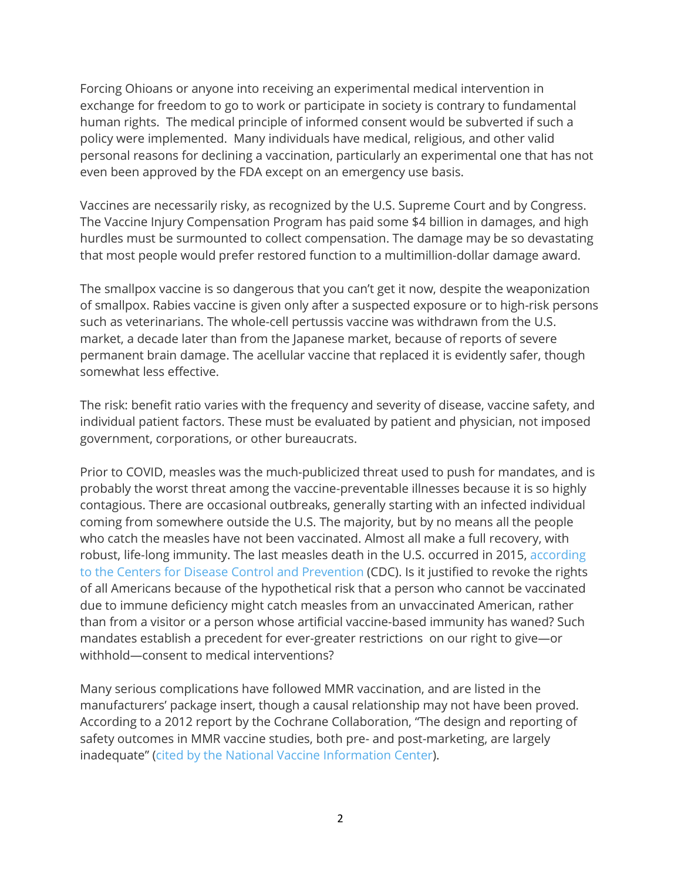Forcing Ohioans or anyone into receiving an experimental medical intervention in exchange for freedom to go to work or participate in society is contrary to fundamental human rights. The medical principle of informed consent would be subverted if such a policy were implemented. Many individuals have medical, religious, and other valid personal reasons for declining a vaccination, particularly an experimental one that has not even been approved by the FDA except on an emergency use basis.

Vaccines are necessarily risky, as recognized by the U.S. Supreme Court and by Congress. The Vaccine Injury Compensation Program has paid some $4 billion in damages, and high hurdles must be surmounted to collect compensation. The damage may be so devastating that most people would prefer restored function to a multimillion-dollar damage award.

The smallpox vaccine is so dangerous that you can't get it now, despite the weaponization of smallpox. Rabies vaccine is given only after a suspected exposure or to high-risk persons such as veterinarians. The whole-cell pertussis vaccine was withdrawn from the U.S. market, a decade later than from the Japanese market, because of reports of severe permanent brain damage. The acellular vaccine that replaced it is evidently safer, though somewhat less effective.

The risk: benefit ratio varies with the frequency and severity of disease, vaccine safety, and individual patient factors. These must be evaluated by patient and physician, not imposed government, corporations, or other bureaucrats.

Prior to COVID, measles was the much-publicized threat used to push for mandates, and is probably the worst threat among the vaccine-preventable illnesses because it is so highly contagious. There are occasional outbreaks, generally starting with an infected individual coming from somewhere outside the U.S. The majority, but by no means all the people who catch the measles have not been vaccinated. Almost all make a full recovery, with robust, life-long immunity. The last measles death in the U.S. occurred in 2015, according to the Centers for Disease Control and Prevention (CDC). Is it justified to revoke the rights of all Americans because of the hypothetical risk that a person who cannot be vaccinated due to immune deficiency might catch measles from an unvaccinated American, rather than from a visitor or a person whose artificial vaccine-based immunity has waned? Such mandates establish a precedent for ever-greater restrictions on our right to give—or withhold—consent to medical interventions?

Many serious complications have followed MMR vaccination, and are listed in the manufacturers' package insert, though a causal relationship may not have been proved. According to a 2012 report by the Cochrane Collaboration, "The design and reporting of safety outcomes in MMR vaccine studies, both pre- and post-marketing, are largely inadequate" (cited by the National Vaccine Information Center).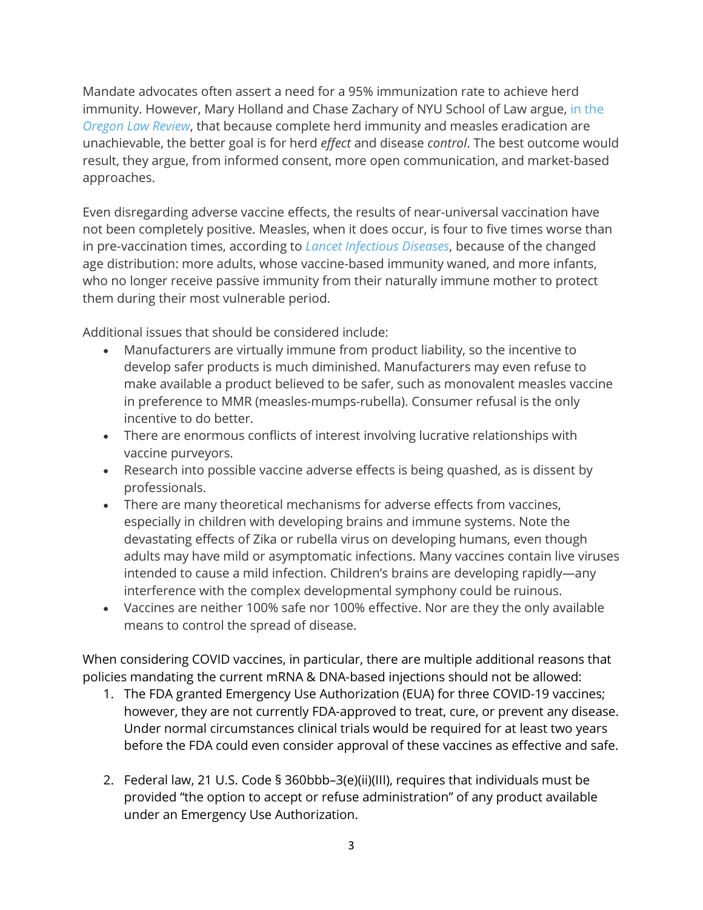Mandate advocates often assert a need for a 95% immunization rate to achieve herd immunity. However, Mary Holland and Chase Zachary of NYU School of Law argue, in the *Oregon Law Review*, that because complete herd immunity and measles eradication are unachievable, the better goal is for herd *effect* and disease *control*. The best outcome would result, they argue, from informed consent, more open communication, and market-based approaches.

Even disregarding adverse vaccine effects, the results of near-universal vaccination have not been completely positive. Measles, when it does occur, is four to five times worse than in pre-vaccination times, according to *Lancet Infectious Diseases*, because of the changed age distribution: more adults, whose vaccine-based immunity waned, and more infants, who no longer receive passive immunity from their naturally immune mother to protect them during their most vulnerable period.

Additional issues that should be considered include:

- Manufacturers are virtually immune from product liability, so the incentive to develop safer products is much diminished. Manufacturers may even refuse to make available a product believed to be safer, such as monovalent measles vaccine in preference to MMR (measles-mumps-rubella). Consumer refusal is the only incentive to do better.
- There are enormous conflicts of interest involving lucrative relationships with vaccine purveyors.
- Research into possible vaccine adverse effects is being quashed, as is dissent by professionals.
- There are many theoretical mechanisms for adverse effects from vaccines, especially in children with developing brains and immune systems. Note the devastating effects of Zika or rubella virus on developing humans, even though adults may have mild or asymptomatic infections. Many vaccines contain live viruses intended to cause a mild infection. Children's brains are developing rapidly—any interference with the complex developmental symphony could be ruinous.
- Vaccines are neither 100% safe nor 100% effective. Nor are they the only available means to control the spread of disease.

When considering COVID vaccines, in particular, there are multiple additional reasons that policies mandating the current mRNA & DNA-based injections should not be allowed:

1. The FDA granted Emergency Use Authorization (EUA) for three COVID-19 vaccines; however, they are not currently FDA-approved to treat, cure, or prevent any disease. Under normal circumstances clinical trials would be required for at least two years before the FDA could even consider approval of these vaccines as effective and safe.

2. Federal law, 21 U.S. Code § 360bbb–3(e)(ii)(III), requires that individuals must be provided "the option to accept or refuse administration" of any product available under an Emergency Use Authorization.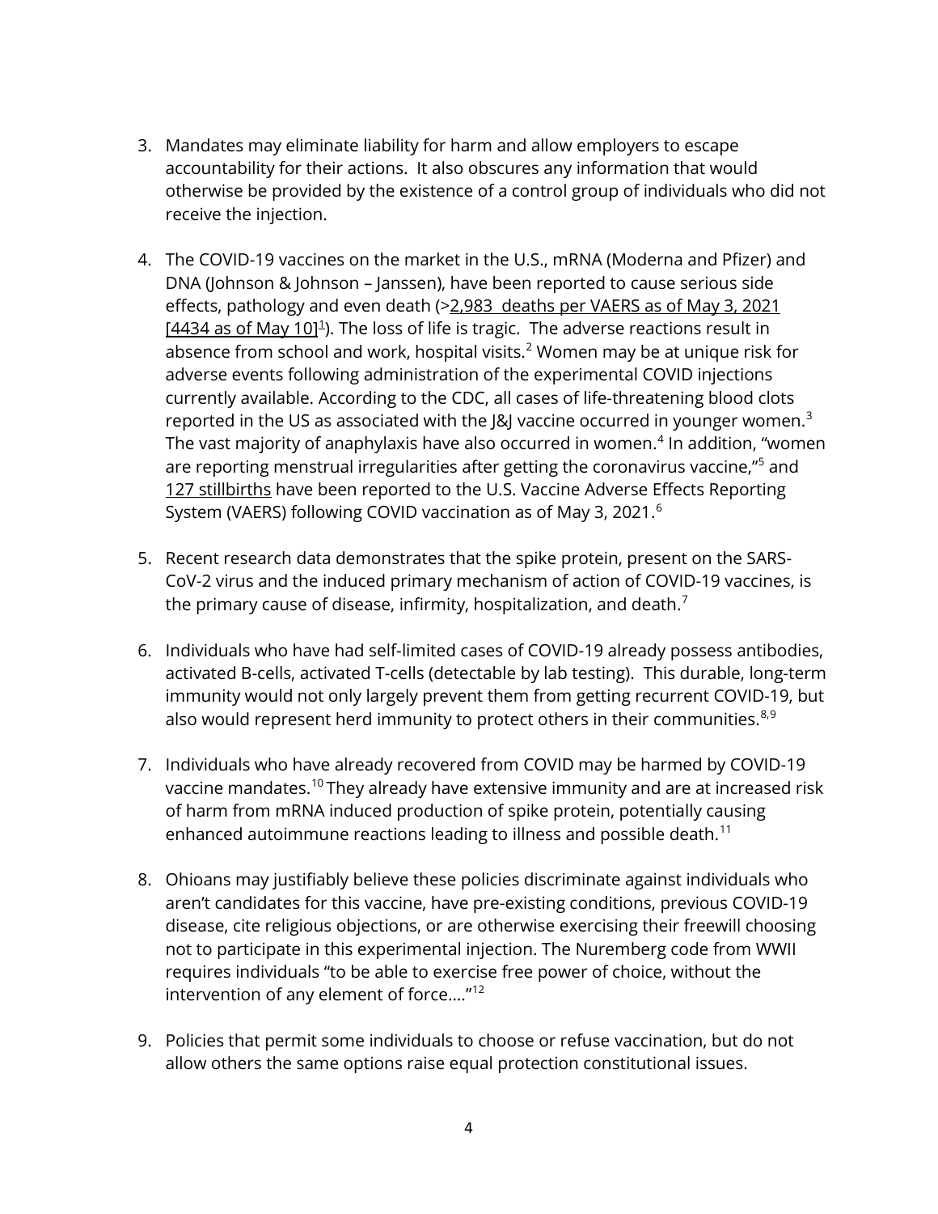3. Mandates may eliminate liability for harm and allow employers to escape accountability for their actions.  It also obscures any information that would otherwise be provided by the existence of a control group of individuals who did not receive the injection.

4. The COVID-19 vaccines on the market in the U.S., mRNA (Moderna and Pfizer) and DNA (Johnson & Johnson – Janssen), have been reported to cause serious side effects, pathology and even death (>2,983  deaths per VAERS as of May 3, 2021 [4434 as of May 10][1]). The loss of life is tragic.  The adverse reactions result in absence from school and work, hospital visits.[2] Women may be at unique risk for adverse events following administration of the experimental COVID injections currently available. According to the CDC, all cases of life-threatening blood clots reported in the US as associated with the J&J vaccine occurred in younger women.[3] The vast majority of anaphylaxis have also occurred in women.[4] In addition, "women are reporting menstrual irregularities after getting the coronavirus vaccine,"[5] and 127 stillbirths have been reported to the U.S. Vaccine Adverse Effects Reporting System (VAERS) following COVID vaccination as of May 3, 2021.[6]

5. Recent research data demonstrates that the spike protein, present on the SARS-CoV-2 virus and the induced primary mechanism of action of COVID-19 vaccines, is the primary cause of disease, infirmity, hospitalization, and death.[7]

6. Individuals who have had self-limited cases of COVID-19 already possess antibodies, activated B-cells, activated T-cells (detectable by lab testing).  This durable, long-term immunity would not only largely prevent them from getting recurrent COVID-19, but also would represent herd immunity to protect others in their communities.[8,9]

7. Individuals who have already recovered from COVID may be harmed by COVID-19 vaccine mandates.[10] They already have extensive immunity and are at increased risk of harm from mRNA induced production of spike protein, potentially causing enhanced autoimmune reactions leading to illness and possible death.[11]

8. Ohioans may justifiably believe these policies discriminate against individuals who aren't candidates for this vaccine, have pre-existing conditions, previous COVID-19 disease, cite religious objections, or are otherwise exercising their freewill choosing not to participate in this experimental injection. The Nuremberg code from WWII requires individuals "to be able to exercise free power of choice, without the intervention of any element of force…."[12]

9. Policies that permit some individuals to choose or refuse vaccination, but do not allow others the same options raise equal protection constitutional issues.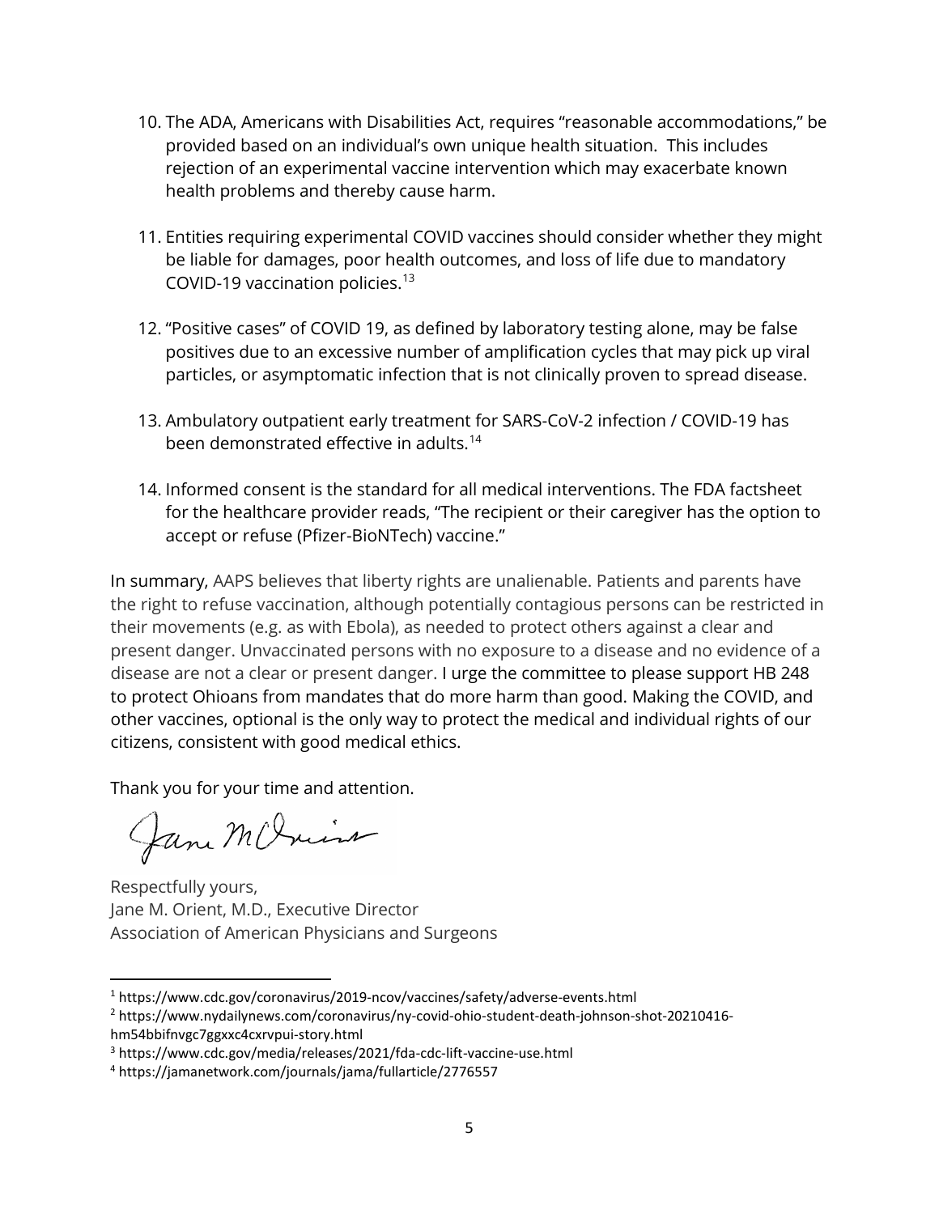10. The ADA, Americans with Disabilities Act, requires "reasonable accommodations," be provided based on an individual's own unique health situation. This includes rejection of an experimental vaccine intervention which may exacerbate known health problems and thereby cause harm.

11. Entities requiring experimental COVID vaccines should consider whether they might be liable for damages, poor health outcomes, and loss of life due to mandatory COVID-19 vaccination policies.[13]

12. "Positive cases" of COVID 19, as defined by laboratory testing alone, may be false positives due to an excessive number of amplification cycles that may pick up viral particles, or asymptomatic infection that is not clinically proven to spread disease.

13. Ambulatory outpatient early treatment for SARS-CoV-2 infection / COVID-19 has been demonstrated effective in adults.[14]

14. Informed consent is the standard for all medical interventions. The FDA factsheet for the healthcare provider reads, "The recipient or their caregiver has the option to accept or refuse (Pfizer-BioNTech) vaccine."

In summary, AAPS believes that liberty rights are unalienable. Patients and parents have the right to refuse vaccination, although potentially contagious persons can be restricted in their movements (e.g. as with Ebola), as needed to protect others against a clear and present danger. Unvaccinated persons with no exposure to a disease and no evidence of a disease are not a clear or present danger. I urge the committee to please support HB 248 to protect Ohioans from mandates that do more harm than good. Making the COVID, and other vaccines, optional is the only way to protect the medical and individual rights of our citizens, consistent with good medical ethics.

Thank you for your time and attention.

Respectfully yours,
Jane M. Orient, M.D., Executive Director
Association of American Physicians and Surgeons

---

[1] https://www.cdc.gov/coronavirus/2019-ncov/vaccines/safety/adverse-events.html

[2] https://www.nydailynews.com/coronavirus/ny-covid-ohio-student-death-johnson-shot-20210416-hm54bbifnvgc7ggxxc4cxrvpui-story.html

[3] https://www.cdc.gov/media/releases/2021/fda-cdc-lift-vaccine-use.html

[4] https://jamanetwork.com/journals/jama/fullarticle/2776557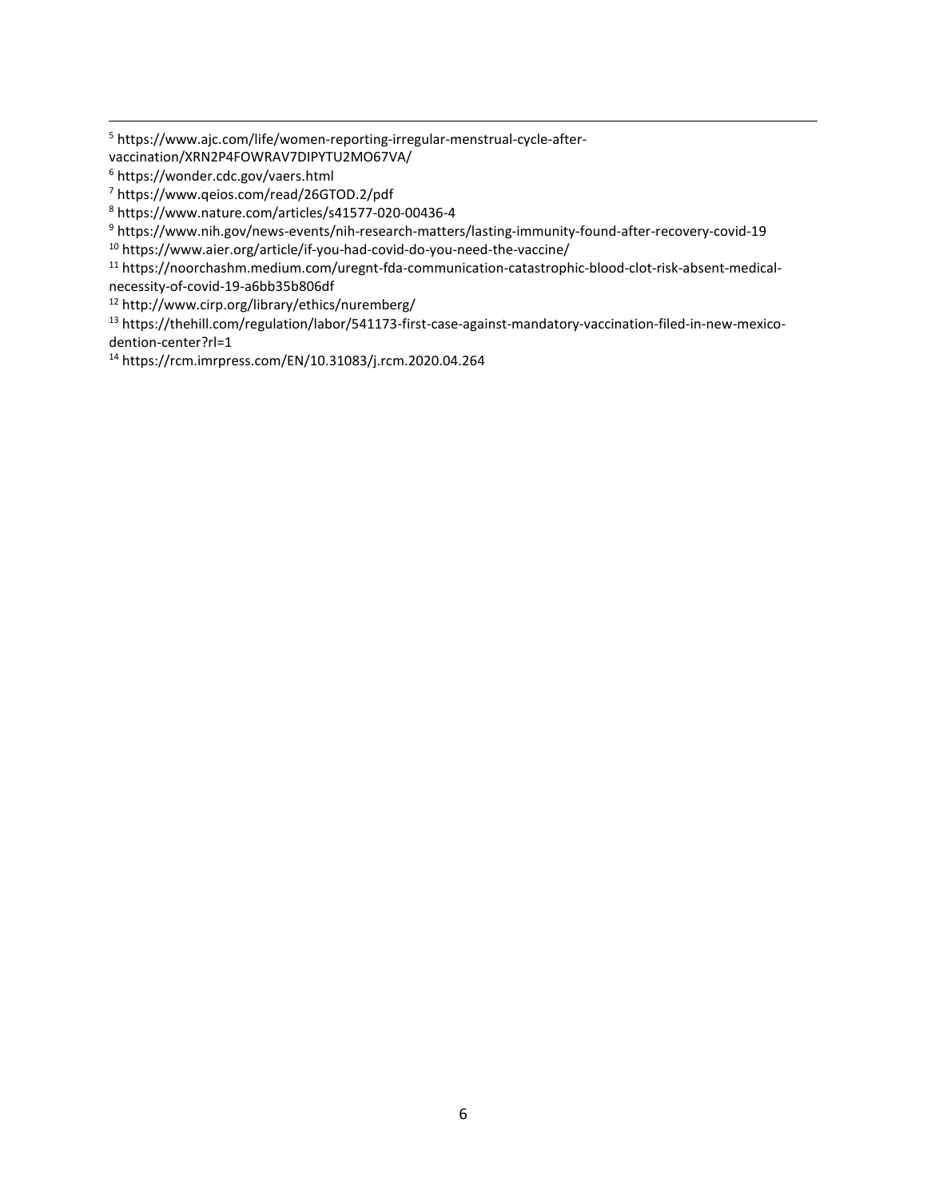[5] https://www.ajc.com/life/women-reporting-irregular-menstrual-cycle-after-vaccination/XRN2P4FOWRAV7DIPYTU2MO67VA/

[6] https://wonder.cdc.gov/vaers.html

[7] https://www.qeios.com/read/26GTOD.2/pdf

[8] https://www.nature.com/articles/s41577-020-00436-4

[9] https://www.nih.gov/news-events/nih-research-matters/lasting-immunity-found-after-recovery-covid-19

[10] https://www.aier.org/article/if-you-had-covid-do-you-need-the-vaccine/

[11] https://noorchashm.medium.com/uregnt-fda-communication-catastrophic-blood-clot-risk-absent-medical-necessity-of-covid-19-a6bb35b806df

[12] http://www.cirp.org/library/ethics/nuremberg/

[13] https://thehill.com/regulation/labor/541173-first-case-against-mandatory-vaccination-filed-in-new-mexico-dention-center?rl=1

[14] https://rcm.imrpress.com/EN/10.31083/j.rcm.2020.04.264